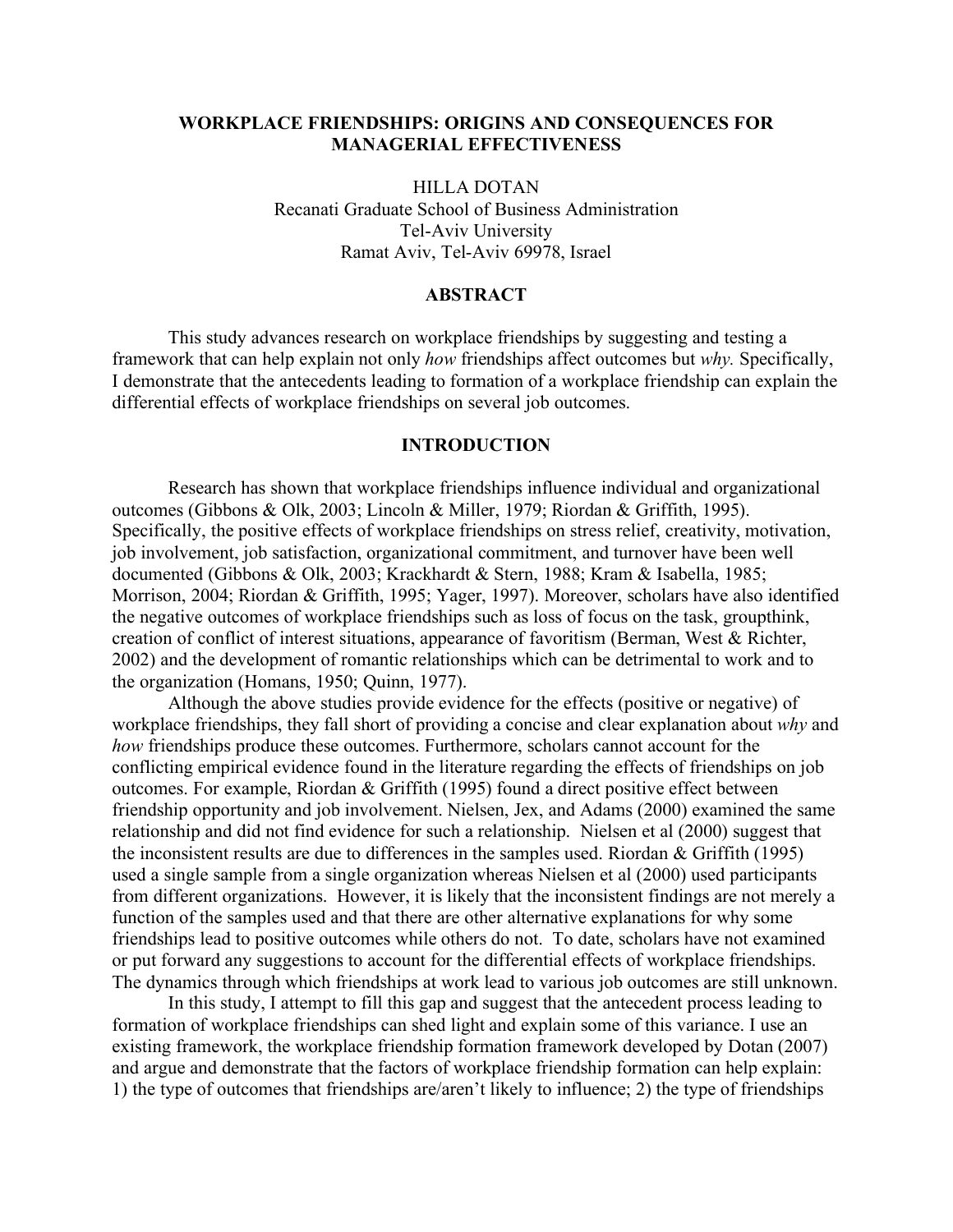# WORKPLACE FRIENDSHIPS: ORIGINS AND CONSEQUENCES FOR MANAGERIAL EFFECTIVENESS

HILLA DOTAN
Recanati Graduate School of Business Administration
Tel-Aviv University
Ramat Aviv, Tel-Aviv 69978, Israel

## ABSTRACT

This study advances research on workplace friendships by suggesting and testing a framework that can help explain not only *how* friendships affect outcomes but *why.* Specifically, I demonstrate that the antecedents leading to formation of a workplace friendship can explain the differential effects of workplace friendships on several job outcomes.

## INTRODUCTION

Research has shown that workplace friendships influence individual and organizational outcomes (Gibbons & Olk, 2003; Lincoln & Miller, 1979; Riordan & Griffith, 1995). Specifically, the positive effects of workplace friendships on stress relief, creativity, motivation, job involvement, job satisfaction, organizational commitment, and turnover have been well documented (Gibbons & Olk, 2003; Krackhardt & Stern, 1988; Kram & Isabella, 1985; Morrison, 2004; Riordan & Griffith, 1995; Yager, 1997). Moreover, scholars have also identified the negative outcomes of workplace friendships such as loss of focus on the task, groupthink, creation of conflict of interest situations, appearance of favoritism (Berman, West & Richter, 2002) and the development of romantic relationships which can be detrimental to work and to the organization (Homans, 1950; Quinn, 1977).

Although the above studies provide evidence for the effects (positive or negative) of workplace friendships, they fall short of providing a concise and clear explanation about *why* and *how* friendships produce these outcomes. Furthermore, scholars cannot account for the conflicting empirical evidence found in the literature regarding the effects of friendships on job outcomes. For example, Riordan & Griffith (1995) found a direct positive effect between friendship opportunity and job involvement. Nielsen, Jex, and Adams (2000) examined the same relationship and did not find evidence for such a relationship. Nielsen et al (2000) suggest that the inconsistent results are due to differences in the samples used. Riordan & Griffith (1995) used a single sample from a single organization whereas Nielsen et al (2000) used participants from different organizations. However, it is likely that the inconsistent findings are not merely a function of the samples used and that there are other alternative explanations for why some friendships lead to positive outcomes while others do not. To date, scholars have not examined or put forward any suggestions to account for the differential effects of workplace friendships. The dynamics through which friendships at work lead to various job outcomes are still unknown.

In this study, I attempt to fill this gap and suggest that the antecedent process leading to formation of workplace friendships can shed light and explain some of this variance. I use an existing framework, the workplace friendship formation framework developed by Dotan (2007) and argue and demonstrate that the factors of workplace friendship formation can help explain: 1) the type of outcomes that friendships are/aren't likely to influence; 2) the type of friendships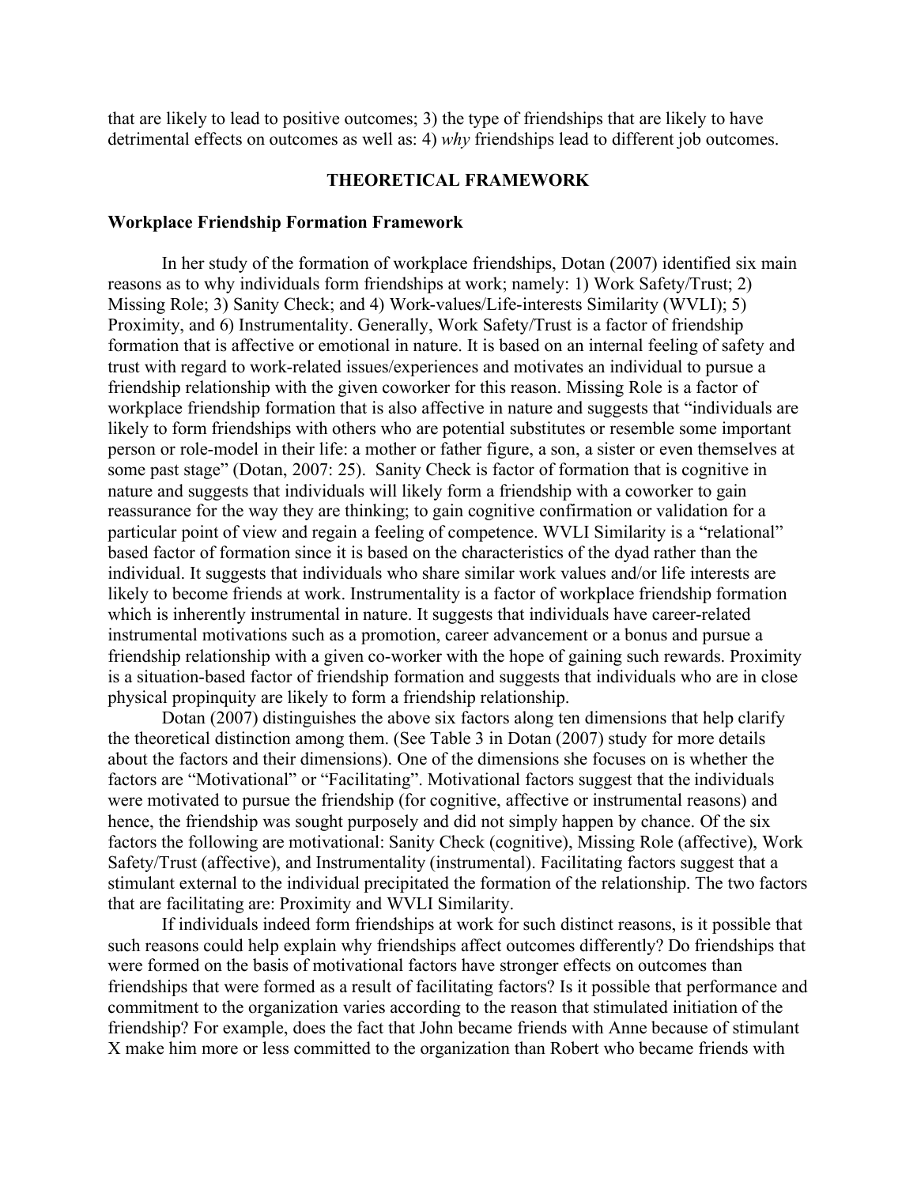that are likely to lead to positive outcomes; 3) the type of friendships that are likely to have detrimental effects on outcomes as well as: 4) *why* friendships lead to different job outcomes.

## THEORETICAL FRAMEWORK

### Workplace Friendship Formation Framework

In her study of the formation of workplace friendships, Dotan (2007) identified six main reasons as to why individuals form friendships at work; namely: 1) Work Safety/Trust; 2) Missing Role; 3) Sanity Check; and 4) Work-values/Life-interests Similarity (WVLI); 5) Proximity, and 6) Instrumentality. Generally, Work Safety/Trust is a factor of friendship formation that is affective or emotional in nature. It is based on an internal feeling of safety and trust with regard to work-related issues/experiences and motivates an individual to pursue a friendship relationship with the given coworker for this reason. Missing Role is a factor of workplace friendship formation that is also affective in nature and suggests that "individuals are likely to form friendships with others who are potential substitutes or resemble some important person or role-model in their life: a mother or father figure, a son, a sister or even themselves at some past stage" (Dotan, 2007: 25). Sanity Check is factor of formation that is cognitive in nature and suggests that individuals will likely form a friendship with a coworker to gain reassurance for the way they are thinking; to gain cognitive confirmation or validation for a particular point of view and regain a feeling of competence. WVLI Similarity is a "relational" based factor of formation since it is based on the characteristics of the dyad rather than the individual. It suggests that individuals who share similar work values and/or life interests are likely to become friends at work. Instrumentality is a factor of workplace friendship formation which is inherently instrumental in nature. It suggests that individuals have career-related instrumental motivations such as a promotion, career advancement or a bonus and pursue a friendship relationship with a given co-worker with the hope of gaining such rewards. Proximity is a situation-based factor of friendship formation and suggests that individuals who are in close physical propinquity are likely to form a friendship relationship.

Dotan (2007) distinguishes the above six factors along ten dimensions that help clarify the theoretical distinction among them. (See Table 3 in Dotan (2007) study for more details about the factors and their dimensions). One of the dimensions she focuses on is whether the factors are "Motivational" or "Facilitating". Motivational factors suggest that the individuals were motivated to pursue the friendship (for cognitive, affective or instrumental reasons) and hence, the friendship was sought purposely and did not simply happen by chance. Of the six factors the following are motivational: Sanity Check (cognitive), Missing Role (affective), Work Safety/Trust (affective), and Instrumentality (instrumental). Facilitating factors suggest that a stimulant external to the individual precipitated the formation of the relationship. The two factors that are facilitating are: Proximity and WVLI Similarity.

If individuals indeed form friendships at work for such distinct reasons, is it possible that such reasons could help explain why friendships affect outcomes differently? Do friendships that were formed on the basis of motivational factors have stronger effects on outcomes than friendships that were formed as a result of facilitating factors? Is it possible that performance and commitment to the organization varies according to the reason that stimulated initiation of the friendship? For example, does the fact that John became friends with Anne because of stimulant X make him more or less committed to the organization than Robert who became friends with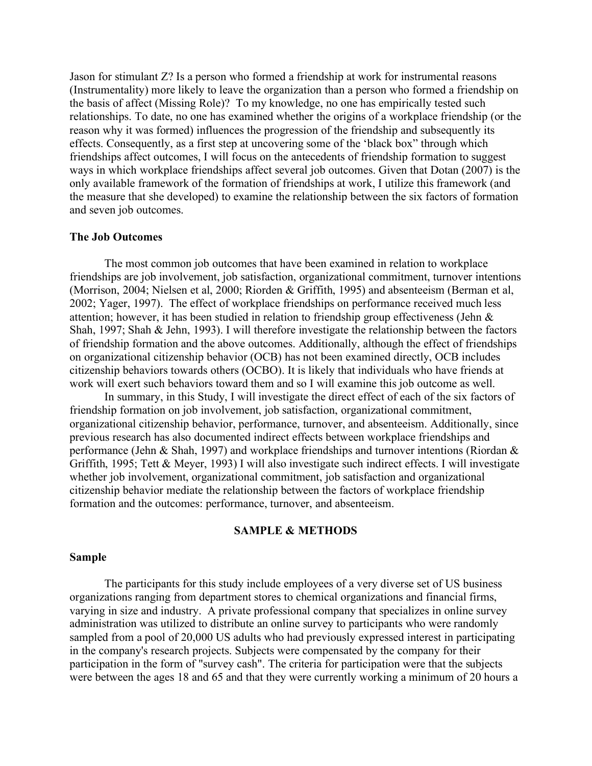Jason for stimulant Z? Is a person who formed a friendship at work for instrumental reasons (Instrumentality) more likely to leave the organization than a person who formed a friendship on the basis of affect (Missing Role)? To my knowledge, no one has empirically tested such relationships. To date, no one has examined whether the origins of a workplace friendship (or the reason why it was formed) influences the progression of the friendship and subsequently its effects. Consequently, as a first step at uncovering some of the 'black box" through which friendships affect outcomes, I will focus on the antecedents of friendship formation to suggest ways in which workplace friendships affect several job outcomes. Given that Dotan (2007) is the only available framework of the formation of friendships at work, I utilize this framework (and the measure that she developed) to examine the relationship between the six factors of formation and seven job outcomes.

### The Job Outcomes

The most common job outcomes that have been examined in relation to workplace friendships are job involvement, job satisfaction, organizational commitment, turnover intentions (Morrison, 2004; Nielsen et al, 2000; Riorden & Griffith, 1995) and absenteeism (Berman et al, 2002; Yager, 1997). The effect of workplace friendships on performance received much less attention; however, it has been studied in relation to friendship group effectiveness (Jehn & Shah, 1997; Shah & Jehn, 1993). I will therefore investigate the relationship between the factors of friendship formation and the above outcomes. Additionally, although the effect of friendships on organizational citizenship behavior (OCB) has not been examined directly, OCB includes citizenship behaviors towards others (OCBO). It is likely that individuals who have friends at work will exert such behaviors toward them and so I will examine this job outcome as well.

In summary, in this Study, I will investigate the direct effect of each of the six factors of friendship formation on job involvement, job satisfaction, organizational commitment, organizational citizenship behavior, performance, turnover, and absenteeism. Additionally, since previous research has also documented indirect effects between workplace friendships and performance (Jehn & Shah, 1997) and workplace friendships and turnover intentions (Riordan & Griffith, 1995; Tett & Meyer, 1993) I will also investigate such indirect effects. I will investigate whether job involvement, organizational commitment, job satisfaction and organizational citizenship behavior mediate the relationship between the factors of workplace friendship formation and the outcomes: performance, turnover, and absenteeism.

## SAMPLE & METHODS

### Sample

The participants for this study include employees of a very diverse set of US business organizations ranging from department stores to chemical organizations and financial firms, varying in size and industry. A private professional company that specializes in online survey administration was utilized to distribute an online survey to participants who were randomly sampled from a pool of 20,000 US adults who had previously expressed interest in participating in the company's research projects. Subjects were compensated by the company for their participation in the form of "survey cash". The criteria for participation were that the subjects were between the ages 18 and 65 and that they were currently working a minimum of 20 hours a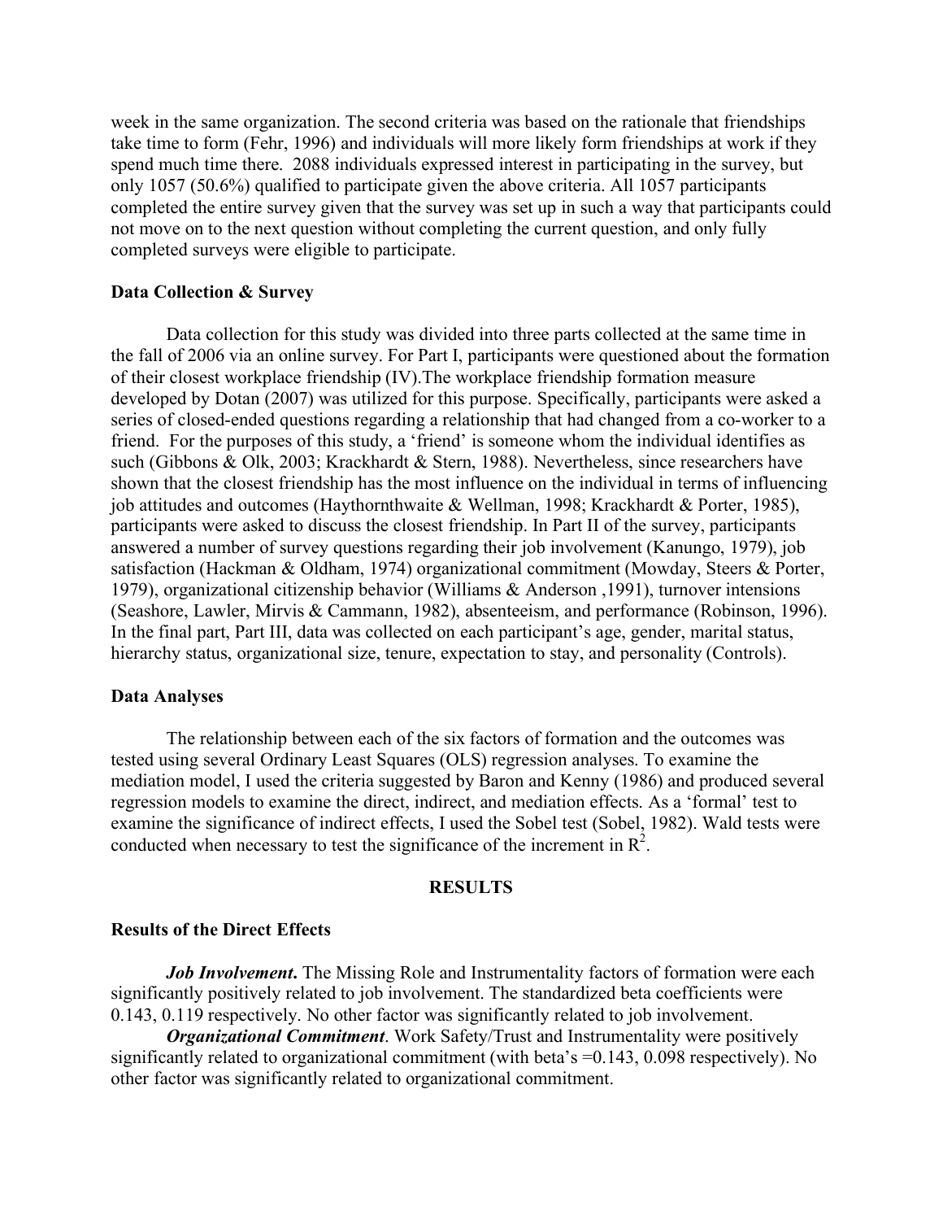week in the same organization. The second criteria was based on the rationale that friendships take time to form (Fehr, 1996) and individuals will more likely form friendships at work if they spend much time there. 2088 individuals expressed interest in participating in the survey, but only 1057 (50.6%) qualified to participate given the above criteria. All 1057 participants completed the entire survey given that the survey was set up in such a way that participants could not move on to the next question without completing the current question, and only fully completed surveys were eligible to participate.

### Data Collection & Survey

Data collection for this study was divided into three parts collected at the same time in the fall of 2006 via an online survey. For Part I, participants were questioned about the formation of their closest workplace friendship (IV).The workplace friendship formation measure developed by Dotan (2007) was utilized for this purpose. Specifically, participants were asked a series of closed-ended questions regarding a relationship that had changed from a co-worker to a friend. For the purposes of this study, a 'friend' is someone whom the individual identifies as such (Gibbons & Olk, 2003; Krackhardt & Stern, 1988). Nevertheless, since researchers have shown that the closest friendship has the most influence on the individual in terms of influencing job attitudes and outcomes (Haythornthwaite & Wellman, 1998; Krackhardt & Porter, 1985), participants were asked to discuss the closest friendship. In Part II of the survey, participants answered a number of survey questions regarding their job involvement (Kanungo, 1979), job satisfaction (Hackman & Oldham, 1974) organizational commitment (Mowday, Steers & Porter, 1979), organizational citizenship behavior (Williams & Anderson ,1991), turnover intensions (Seashore, Lawler, Mirvis & Cammann, 1982), absenteeism, and performance (Robinson, 1996). In the final part, Part III, data was collected on each participant's age, gender, marital status, hierarchy status, organizational size, tenure, expectation to stay, and personality (Controls).

### Data Analyses

The relationship between each of the six factors of formation and the outcomes was tested using several Ordinary Least Squares (OLS) regression analyses. To examine the mediation model, I used the criteria suggested by Baron and Kenny (1986) and produced several regression models to examine the direct, indirect, and mediation effects. As a 'formal' test to examine the significance of indirect effects, I used the Sobel test (Sobel, 1982). Wald tests were conducted when necessary to test the significance of the increment in $R^2$.

## RESULTS

### Results of the Direct Effects

***Job Involvement.*** The Missing Role and Instrumentality factors of formation were each significantly positively related to job involvement. The standardized beta coefficients were 0.143, 0.119 respectively. No other factor was significantly related to job involvement.

***Organizational Commitment***. Work Safety/Trust and Instrumentality were positively significantly related to organizational commitment (with beta's =0.143, 0.098 respectively). No other factor was significantly related to organizational commitment.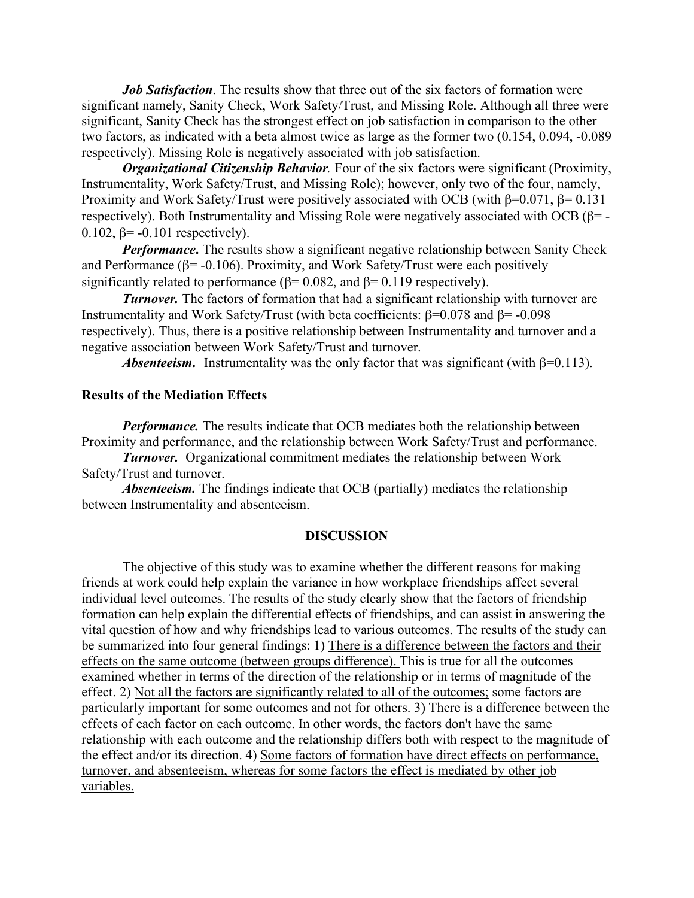***Job Satisfaction***. The results show that three out of the six factors of formation were significant namely, Sanity Check, Work Safety/Trust, and Missing Role. Although all three were significant, Sanity Check has the strongest effect on job satisfaction in comparison to the other two factors, as indicated with a beta almost twice as large as the former two (0.154, 0.094, -0.089 respectively). Missing Role is negatively associated with job satisfaction.

***Organizational Citizenship Behavior.*** Four of the six factors were significant (Proximity, Instrumentality, Work Safety/Trust, and Missing Role); however, only two of the four, namely, Proximity and Work Safety/Trust were positively associated with OCB (with $\beta$=0.071, $\beta$= 0.131 respectively). Both Instrumentality and Missing Role were negatively associated with OCB ($\beta$= -0.102, $\beta$= -0.101 respectively).

***Performance***. The results show a significant negative relationship between Sanity Check and Performance ($\beta$= -0.106). Proximity, and Work Safety/Trust were each positively significantly related to performance ($\beta$= 0.082, and $\beta$= 0.119 respectively).

***Turnover.*** The factors of formation that had a significant relationship with turnover are Instrumentality and Work Safety/Trust (with beta coefficients: $\beta$=0.078 and $\beta$= -0.098 respectively). Thus, there is a positive relationship between Instrumentality and turnover and a negative association between Work Safety/Trust and turnover.

***Absenteeism***. Instrumentality was the only factor that was significant (with $\beta$=0.113).

### Results of the Mediation Effects

***Performance.*** The results indicate that OCB mediates both the relationship between Proximity and performance, and the relationship between Work Safety/Trust and performance.

***Turnover.*** Organizational commitment mediates the relationship between Work Safety/Trust and turnover.

***Absenteeism.*** The findings indicate that OCB (partially) mediates the relationship between Instrumentality and absenteeism.

## DISCUSSION

The objective of this study was to examine whether the different reasons for making friends at work could help explain the variance in how workplace friendships affect several individual level outcomes. The results of the study clearly show that the factors of friendship formation can help explain the differential effects of friendships, and can assist in answering the vital question of how and why friendships lead to various outcomes. The results of the study can be summarized into four general findings: 1) <u>There is a difference between the factors and their effects on the same outcome (between groups difference).</u> This is true for all the outcomes examined whether in terms of the direction of the relationship or in terms of magnitude of the effect. 2) <u>Not all the factors are significantly related to all of the outcomes;</u> some factors are particularly important for some outcomes and not for others. 3) <u>There is a difference between the effects of each factor on each outcome</u>. In other words, the factors don't have the same relationship with each outcome and the relationship differs both with respect to the magnitude of the effect and/or its direction. 4) <u>Some factors of formation have direct effects on performance, turnover, and absenteeism, whereas for some factors the effect is mediated by other job variables.</u>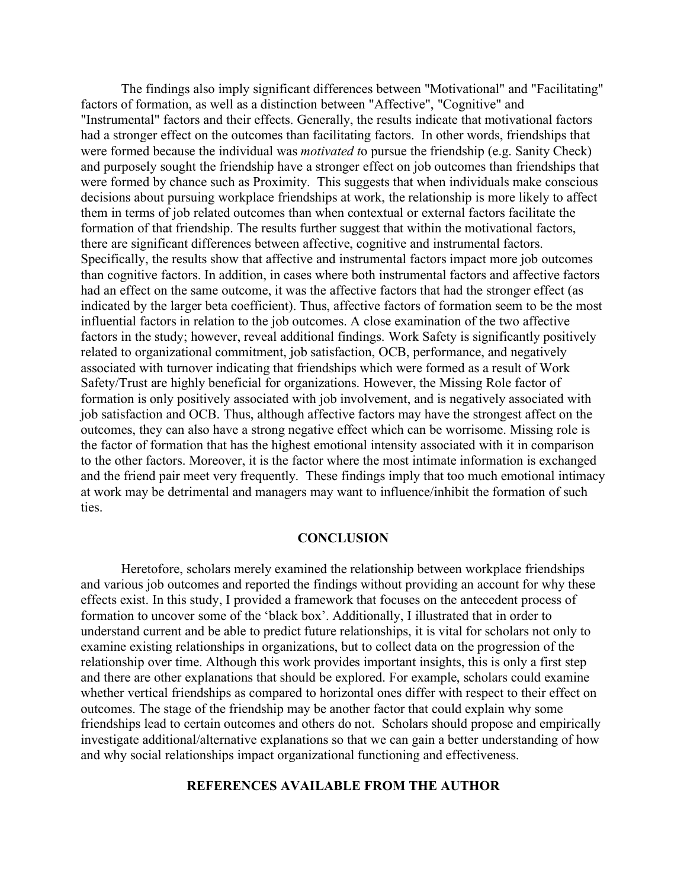The findings also imply significant differences between "Motivational" and "Facilitating" factors of formation, as well as a distinction between "Affective", "Cognitive" and "Instrumental" factors and their effects. Generally, the results indicate that motivational factors had a stronger effect on the outcomes than facilitating factors. In other words, friendships that were formed because the individual was *motivated t*o pursue the friendship (e.g. Sanity Check) and purposely sought the friendship have a stronger effect on job outcomes than friendships that were formed by chance such as Proximity. This suggests that when individuals make conscious decisions about pursuing workplace friendships at work, the relationship is more likely to affect them in terms of job related outcomes than when contextual or external factors facilitate the formation of that friendship. The results further suggest that within the motivational factors, there are significant differences between affective, cognitive and instrumental factors. Specifically, the results show that affective and instrumental factors impact more job outcomes than cognitive factors. In addition, in cases where both instrumental factors and affective factors had an effect on the same outcome, it was the affective factors that had the stronger effect (as indicated by the larger beta coefficient). Thus, affective factors of formation seem to be the most influential factors in relation to the job outcomes. A close examination of the two affective factors in the study; however, reveal additional findings. Work Safety is significantly positively related to organizational commitment, job satisfaction, OCB, performance, and negatively associated with turnover indicating that friendships which were formed as a result of Work Safety/Trust are highly beneficial for organizations. However, the Missing Role factor of formation is only positively associated with job involvement, and is negatively associated with job satisfaction and OCB. Thus, although affective factors may have the strongest affect on the outcomes, they can also have a strong negative effect which can be worrisome. Missing role is the factor of formation that has the highest emotional intensity associated with it in comparison to the other factors. Moreover, it is the factor where the most intimate information is exchanged and the friend pair meet very frequently. These findings imply that too much emotional intimacy at work may be detrimental and managers may want to influence/inhibit the formation of such ties.

## CONCLUSION

Heretofore, scholars merely examined the relationship between workplace friendships and various job outcomes and reported the findings without providing an account for why these effects exist. In this study, I provided a framework that focuses on the antecedent process of formation to uncover some of the 'black box'. Additionally, I illustrated that in order to understand current and be able to predict future relationships, it is vital for scholars not only to examine existing relationships in organizations, but to collect data on the progression of the relationship over time. Although this work provides important insights, this is only a first step and there are other explanations that should be explored. For example, scholars could examine whether vertical friendships as compared to horizontal ones differ with respect to their effect on outcomes. The stage of the friendship may be another factor that could explain why some friendships lead to certain outcomes and others do not. Scholars should propose and empirically investigate additional/alternative explanations so that we can gain a better understanding of how and why social relationships impact organizational functioning and effectiveness.

## REFERENCES AVAILABLE FROM THE AUTHOR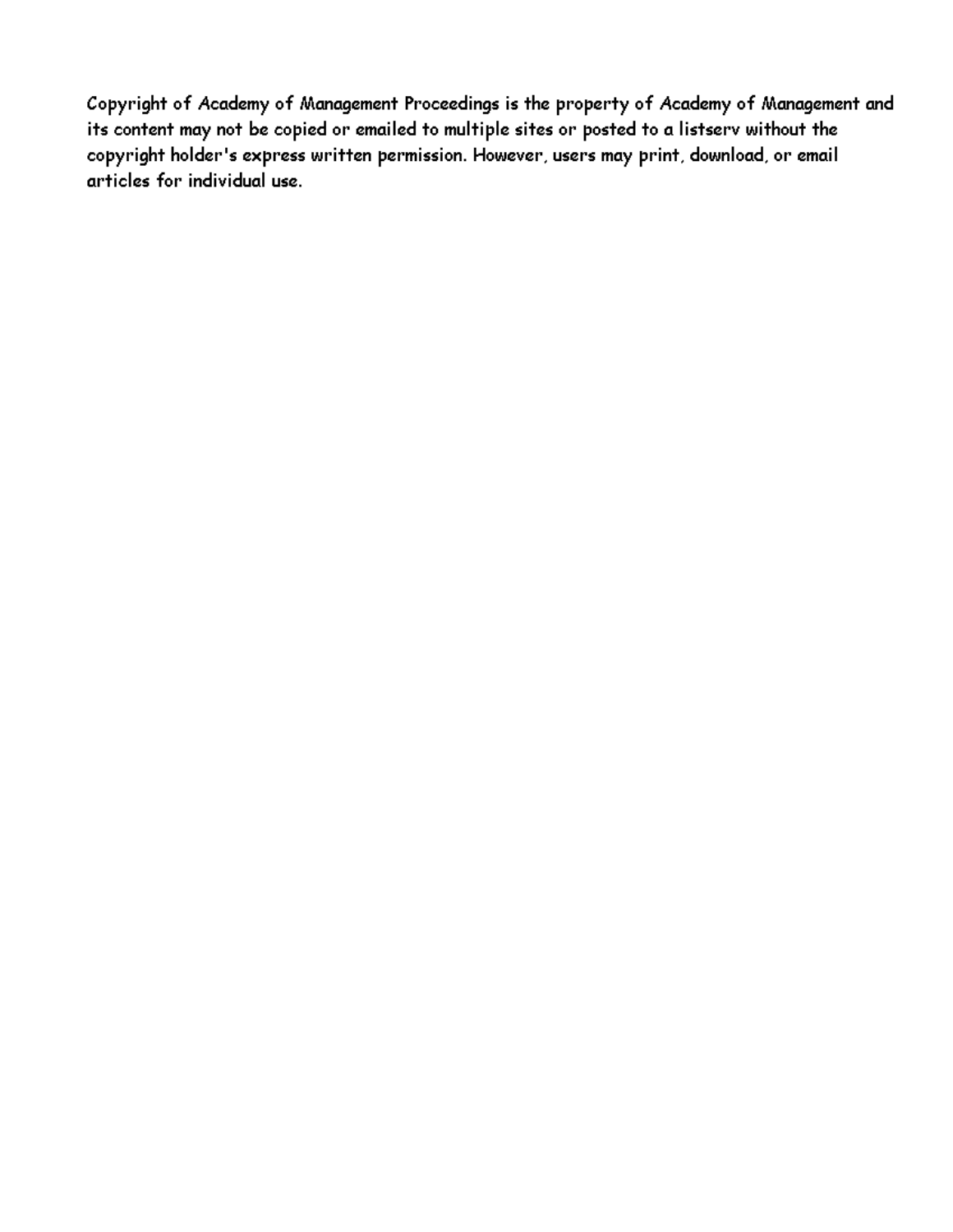Copyright of Academy of Management Proceedings is the property of Academy of Management and its content may not be copied or emailed to multiple sites or posted to a listserv without the copyright holder's express written permission. However, users may print, download, or email articles for individual use.